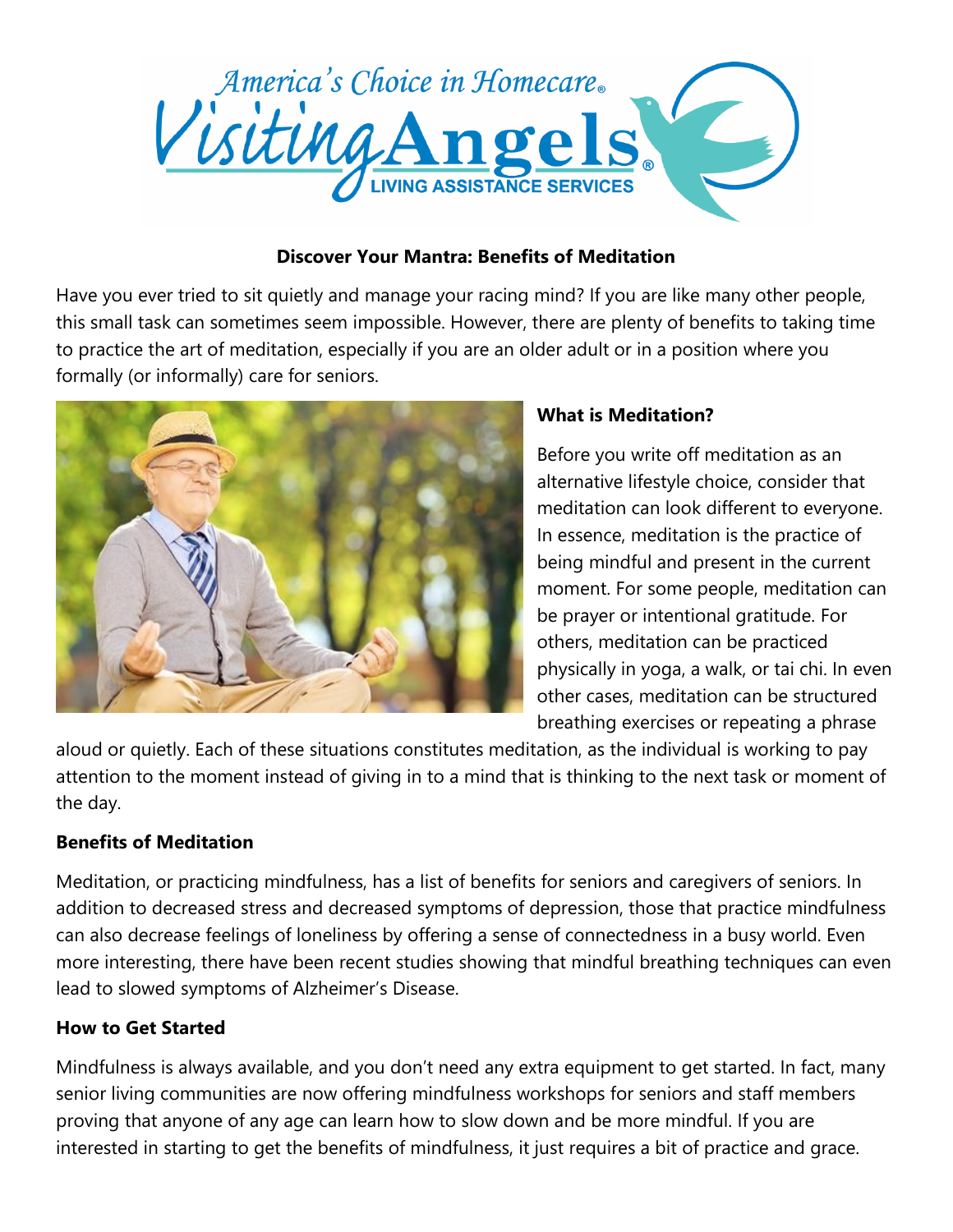America's Choice in Homecare®

Visiting Angels®

LIVING ASSISTANCE SERVICES

## Discover Your Mantra: Benefits of Meditation

Have you ever tried to sit quietly and manage your racing mind? If you are like many other people, this small task can sometimes seem impossible. However, there are plenty of benefits to taking time to practice the art of meditation, especially if you are an older adult or in a position where you formally (or informally) care for seniors.

### What is Meditation?

Before you write off meditation as an alternative lifestyle choice, consider that meditation can look different to everyone. In essence, meditation is the practice of being mindful and present in the current moment. For some people, meditation can be prayer or intentional gratitude. For others, meditation can be practiced physically in yoga, a walk, or tai chi. In even other cases, meditation can be structured breathing exercises or repeating a phrase aloud or quietly. Each of these situations constitutes meditation, as the individual is working to pay attention to the moment instead of giving in to a mind that is thinking to the next task or moment of the day.

### Benefits of Meditation

Meditation, or practicing mindfulness, has a list of benefits for seniors and caregivers of seniors. In addition to decreased stress and decreased symptoms of depression, those that practice mindfulness can also decrease feelings of loneliness by offering a sense of connectedness in a busy world. Even more interesting, there have been recent studies showing that mindful breathing techniques can even lead to slowed symptoms of Alzheimer's Disease.

### How to Get Started

Mindfulness is always available, and you don't need any extra equipment to get started. In fact, many senior living communities are now offering mindfulness workshops for seniors and staff members proving that anyone of any age can learn how to slow down and be more mindful. If you are interested in starting to get the benefits of mindfulness, it just requires a bit of practice and grace.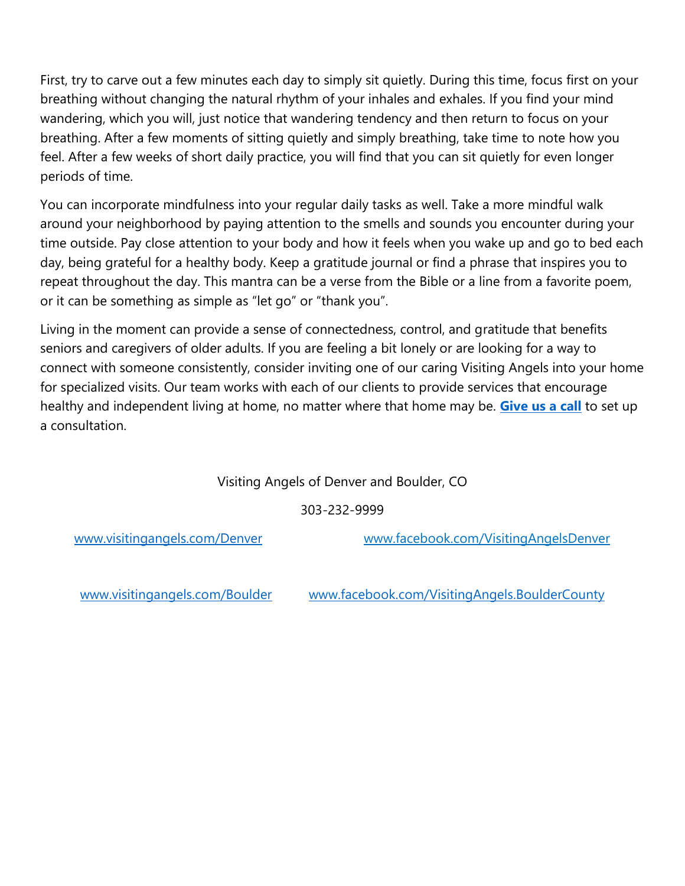First, try to carve out a few minutes each day to simply sit quietly. During this time, focus first on your breathing without changing the natural rhythm of your inhales and exhales. If you find your mind wandering, which you will, just notice that wandering tendency and then return to focus on your breathing. After a few moments of sitting quietly and simply breathing, take time to note how you feel. After a few weeks of short daily practice, you will find that you can sit quietly for even longer periods of time.

You can incorporate mindfulness into your regular daily tasks as well. Take a more mindful walk around your neighborhood by paying attention to the smells and sounds you encounter during your time outside. Pay close attention to your body and how it feels when you wake up and go to bed each day, being grateful for a healthy body. Keep a gratitude journal or find a phrase that inspires you to repeat throughout the day. This mantra can be a verse from the Bible or a line from a favorite poem, or it can be something as simple as "let go" or "thank you".

Living in the moment can provide a sense of connectedness, control, and gratitude that benefits seniors and caregivers of older adults. If you are feeling a bit lonely or are looking for a way to connect with someone consistently, consider inviting one of our caring Visiting Angels into your home for specialized visits. Our team works with each of our clients to provide services that encourage healthy and independent living at home, no matter where that home may be. **Give us a call** to set up a consultation.

Visiting Angels of Denver and Boulder, CO

303-232-9999

www.visitingangels.com/Denver

www.facebook.com/VisitingAngelsDenver

www.visitingangels.com/Boulder

www.facebook.com/VisitingAngels.BoulderCounty